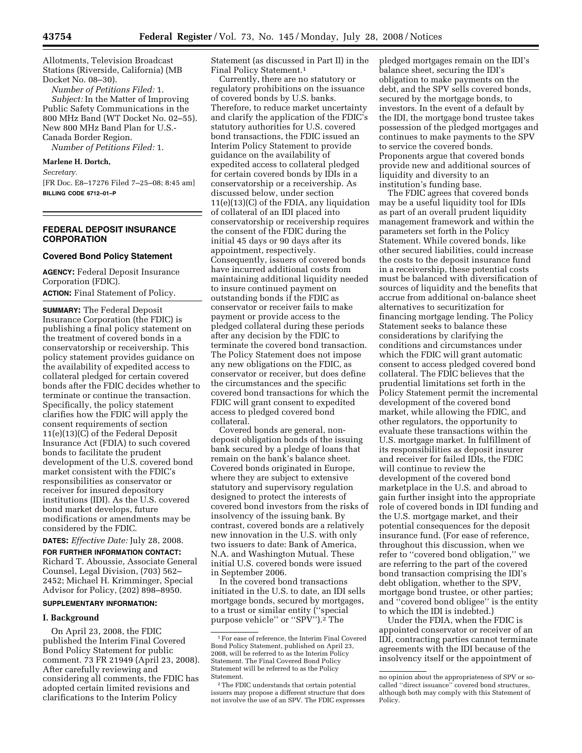Allotments, Television Broadcast Stations (Riverside, California) (MB Docket No. 08–30).

*Number of Petitions Filed:* 1.

*Subject:* In the Matter of Improving Public Safety Communications in the 800 MHz Band (WT Docket No. 02–55). New 800 MHz Band Plan for U.S.-Canada Border Region.

*Number of Petitions Filed:* 1.

**Marlene H. Dortch,**

*Secretary.*

[FR Doc. E8–17276 Filed 7–25–08; 8:45 am]

**BILLING CODE 6712–01–P**

## FEDERAL DEPOSIT INSURANCE CORPORATION

### Covered Bond Policy Statement

**AGENCY:** Federal Deposit Insurance Corporation (FDIC).

**ACTION:** Final Statement of Policy.

**SUMMARY:** The Federal Deposit Insurance Corporation (the FDIC) is publishing a final policy statement on the treatment of covered bonds in a conservatorship or receivership. This policy statement provides guidance on the availability of expedited access to collateral pledged for certain covered bonds after the FDIC decides whether to terminate or continue the transaction. Specifically, the policy statement clarifies how the FDIC will apply the consent requirements of section 11(e)(13)(C) of the Federal Deposit Insurance Act (FDIA) to such covered bonds to facilitate the prudent development of the U.S. covered bond market consistent with the FDIC's responsibilities as conservator or receiver for insured depository institutions (IDI). As the U.S. covered bond market develops, future modifications or amendments may be considered by the FDIC.

**DATES:** *Effective Date:* July 28, 2008.

**FOR FURTHER INFORMATION CONTACT:** Richard T. Aboussie, Associate General Counsel, Legal Division, (703) 562–2452; Michael H. Krimminger, Special Advisor for Policy, (202) 898–8950.

**SUPPLEMENTARY INFORMATION:**

### I. Background

On April 23, 2008, the FDIC published the Interim Final Covered Bond Policy Statement for public comment. 73 FR 21949 (April 23, 2008). After carefully reviewing and considering all comments, the FDIC has adopted certain limited revisions and clarifications to the Interim Policy Statement (as discussed in Part II) in the Final Policy Statement.[1]

Currently, there are no statutory or regulatory prohibitions on the issuance of covered bonds by U.S. banks. Therefore, to reduce market uncertainty and clarify the application of the FDIC's statutory authorities for U.S. covered bond transactions, the FDIC issued an Interim Policy Statement to provide guidance on the availability of expedited access to collateral pledged for certain covered bonds by IDIs in a conservatorship or a receivership. As discussed below, under section 11(e)(13)(C) of the FDIA, any liquidation of collateral of an IDI placed into conservatorship or receivership requires the consent of the FDIC during the initial 45 days or 90 days after its appointment, respectively. Consequently, issuers of covered bonds have incurred additional costs from maintaining additional liquidity needed to insure continued payment on outstanding bonds if the FDIC as conservator or receiver fails to make payment or provide access to the pledged collateral during these periods after any decision by the FDIC to terminate the covered bond transaction. The Policy Statement does not impose any new obligations on the FDIC, as conservator or receiver, but does define the circumstances and the specific covered bond transactions for which the FDIC will grant consent to expedited access to pledged covered bond collateral.

Covered bonds are general, non-deposit obligation bonds of the issuing bank secured by a pledge of loans that remain on the bank's balance sheet. Covered bonds originated in Europe, where they are subject to extensive statutory and supervisory regulation designed to protect the interests of covered bond investors from the risks of insolvency of the issuing bank. By contrast, covered bonds are a relatively new innovation in the U.S. with only two issuers to date: Bank of America, N.A. and Washington Mutual. These initial U.S. covered bonds were issued in September 2006.

In the covered bond transactions initiated in the U.S. to date, an IDI sells mortgage bonds, secured by mortgages, to a trust or similar entity (''special purpose vehicle'' or ''SPV'').[2] The pledged mortgages remain on the IDI's balance sheet, securing the IDI's obligation to make payments on the debt, and the SPV sells covered bonds, secured by the mortgage bonds, to investors. In the event of a default by the IDI, the mortgage bond trustee takes possession of the pledged mortgages and continues to make payments to the SPV to service the covered bonds. Proponents argue that covered bonds provide new and additional sources of liquidity and diversity to an institution's funding base.

The FDIC agrees that covered bonds may be a useful liquidity tool for IDIs as part of an overall prudent liquidity management framework and within the parameters set forth in the Policy Statement. While covered bonds, like other secured liabilities, could increase the costs to the deposit insurance fund in a receivership, these potential costs must be balanced with diversification of sources of liquidity and the benefits that accrue from additional on-balance sheet alternatives to securitization for financing mortgage lending. The Policy Statement seeks to balance these considerations by clarifying the conditions and circumstances under which the FDIC will grant automatic consent to access pledged covered bond collateral. The FDIC believes that the prudential limitations set forth in the Policy Statement permit the incremental development of the covered bond market, while allowing the FDIC, and other regulators, the opportunity to evaluate these transactions within the U.S. mortgage market. In fulfillment of its responsibilities as deposit insurer and receiver for failed IDIs, the FDIC will continue to review the development of the covered bond marketplace in the U.S. and abroad to gain further insight into the appropriate role of covered bonds in IDI funding and the U.S. mortgage market, and their potential consequences for the deposit insurance fund. (For ease of reference, throughout this discussion, when we refer to ''covered bond obligation,'' we are referring to the part of the covered bond transaction comprising the IDI's debt obligation, whether to the SPV, mortgage bond trustee, or other parties; and ''covered bond obligee'' is the entity to which the IDI is indebted.)

Under the FDIA, when the FDIC is appointed conservator or receiver of an IDI, contracting parties cannot terminate agreements with the IDI because of the insolvency itself or the appointment of

---

[1] For ease of reference, the Interim Final Covered Bond Policy Statement, published on April 23, 2008, will be referred to as the Interim Policy Statement. The Final Covered Bond Policy Statement will be referred to as the Policy Statement.

[2] The FDIC understands that certain potential issuers may propose a different structure that does not involve the use of an SPV. The FDIC expresses no opinion about the appropriateness of SPV or so-called ''direct issuance'' covered bond structures, although both may comply with this Statement of Policy.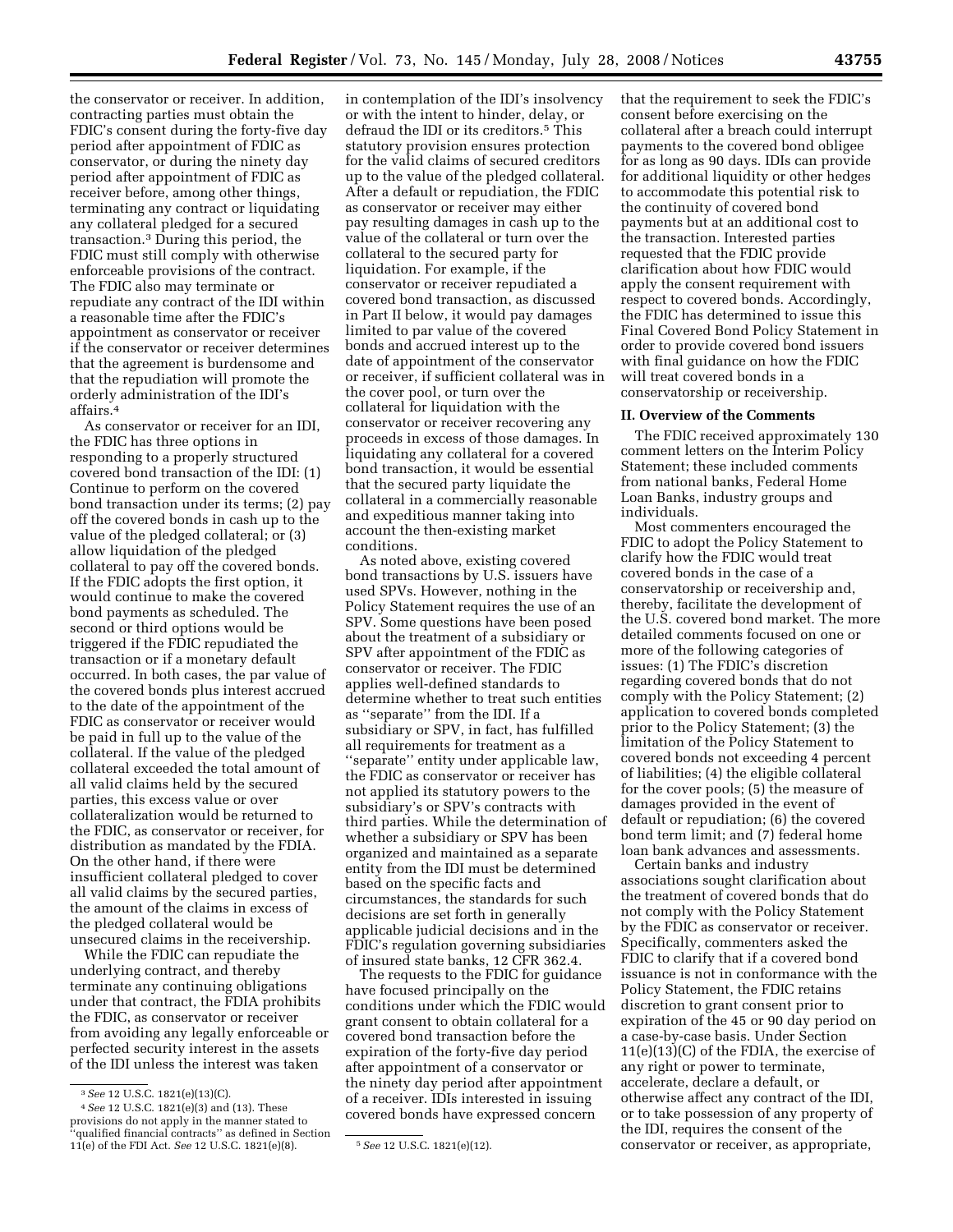the conservator or receiver. In addition, contracting parties must obtain the FDIC's consent during the forty-five day period after appointment of FDIC as conservator, or during the ninety day period after appointment of FDIC as receiver before, among other things, terminating any contract or liquidating any collateral pledged for a secured transaction.[3] During this period, the FDIC must still comply with otherwise enforceable provisions of the contract. The FDIC also may terminate or repudiate any contract of the IDI within a reasonable time after the FDIC's appointment as conservator or receiver if the conservator or receiver determines that the agreement is burdensome and that the repudiation will promote the orderly administration of the IDI's affairs.[4]

As conservator or receiver for an IDI, the FDIC has three options in responding to a properly structured covered bond transaction of the IDI: (1) Continue to perform on the covered bond transaction under its terms; (2) pay off the covered bonds in cash up to the value of the pledged collateral; or (3) allow liquidation of the pledged collateral to pay off the covered bonds. If the FDIC adopts the first option, it would continue to make the covered bond payments as scheduled. The second or third options would be triggered if the FDIC repudiated the transaction or if a monetary default occurred. In both cases, the par value of the covered bonds plus interest accrued to the date of the appointment of the FDIC as conservator or receiver would be paid in full up to the value of the collateral. If the value of the pledged collateral exceeded the total amount of all valid claims held by the secured parties, this excess value or over collateralization would be returned to the FDIC, as conservator or receiver, for distribution as mandated by the FDIA. On the other hand, if there were insufficient collateral pledged to cover all valid claims by the secured parties, the amount of the claims in excess of the pledged collateral would be unsecured claims in the receivership.

While the FDIC can repudiate the underlying contract, and thereby terminate any continuing obligations under that contract, the FDIA prohibits the FDIC, as conservator or receiver from avoiding any legally enforceable or perfected security interest in the assets of the IDI unless the interest was taken in contemplation of the IDI's insolvency or with the intent to hinder, delay, or defraud the IDI or its creditors.[5] This statutory provision ensures protection for the valid claims of secured creditors up to the value of the pledged collateral. After a default or repudiation, the FDIC as conservator or receiver may either pay resulting damages in cash up to the value of the collateral or turn over the collateral to the secured party for liquidation. For example, if the conservator or receiver repudiated a covered bond transaction, as discussed in Part II below, it would pay damages limited to par value of the covered bonds and accrued interest up to the date of appointment of the conservator or receiver, if sufficient collateral was in the cover pool, or turn over the collateral for liquidation with the conservator or receiver recovering any proceeds in excess of those damages. In liquidating any collateral for a covered bond transaction, it would be essential that the secured party liquidate the collateral in a commercially reasonable and expeditious manner taking into account the then-existing market conditions.

As noted above, existing covered bond transactions by U.S. issuers have used SPVs. However, nothing in the Policy Statement requires the use of an SPV. Some questions have been posed about the treatment of a subsidiary or SPV after appointment of the FDIC as conservator or receiver. The FDIC applies well-defined standards to determine whether to treat such entities as ''separate'' from the IDI. If a subsidiary or SPV, in fact, has fulfilled all requirements for treatment as a ''separate'' entity under applicable law, the FDIC as conservator or receiver has not applied its statutory powers to the subsidiary's or SPV's contracts with third parties. While the determination of whether a subsidiary or SPV has been organized and maintained as a separate entity from the IDI must be determined based on the specific facts and circumstances, the standards for such decisions are set forth in generally applicable judicial decisions and in the FDIC's regulation governing subsidiaries of insured state banks, 12 CFR 362.4.

The requests to the FDIC for guidance have focused principally on the conditions under which the FDIC would grant consent to obtain collateral for a covered bond transaction before the expiration of the forty-five day period after appointment of a conservator or the ninety day period after appointment of a receiver. IDIs interested in issuing covered bonds have expressed concern that the requirement to seek the FDIC's consent before exercising on the collateral after a breach could interrupt payments to the covered bond obligee for as long as 90 days. IDIs can provide for additional liquidity or other hedges to accommodate this potential risk to the continuity of covered bond payments but at an additional cost to the transaction. Interested parties requested that the FDIC provide clarification about how FDIC would apply the consent requirement with respect to covered bonds. Accordingly, the FDIC has determined to issue this Final Covered Bond Policy Statement in order to provide covered bond issuers with final guidance on how the FDIC will treat covered bonds in a conservatorship or receivership.

## II. Overview of the Comments

The FDIC received approximately 130 comment letters on the Interim Policy Statement; these included comments from national banks, Federal Home Loan Banks, industry groups and individuals.

Most commenters encouraged the FDIC to adopt the Policy Statement to clarify how the FDIC would treat covered bonds in the case of a conservatorship or receivership and, thereby, facilitate the development of the U.S. covered bond market. The more detailed comments focused on one or more of the following categories of issues: (1) The FDIC's discretion regarding covered bonds that do not comply with the Policy Statement; (2) application to covered bonds completed prior to the Policy Statement; (3) the limitation of the Policy Statement to covered bonds not exceeding 4 percent of liabilities; (4) the eligible collateral for the cover pools; (5) the measure of damages provided in the event of default or repudiation; (6) the covered bond term limit; and (7) federal home loan bank advances and assessments.

Certain banks and industry associations sought clarification about the treatment of covered bonds that do not comply with the Policy Statement by the FDIC as conservator or receiver. Specifically, commenters asked the FDIC to clarify that if a covered bond issuance is not in conformance with the Policy Statement, the FDIC retains discretion to grant consent prior to expiration of the 45 or 90 day period on a case-by-case basis. Under Section 11(e)(13)(C) of the FDIA, the exercise of any right or power to terminate, accelerate, declare a default, or otherwise affect any contract of the IDI, or to take possession of any property of the IDI, requires the consent of the conservator or receiver, as appropriate,

---

[3] *See* 12 U.S.C. 1821(e)(13)(C).

[4] *See* 12 U.S.C. 1821(e)(3) and (13). These provisions do not apply in the manner stated to ''qualified financial contracts'' as defined in Section 11(e) of the FDI Act. *See* 12 U.S.C. 1821(e)(8).

[5] *See* 12 U.S.C. 1821(e)(12).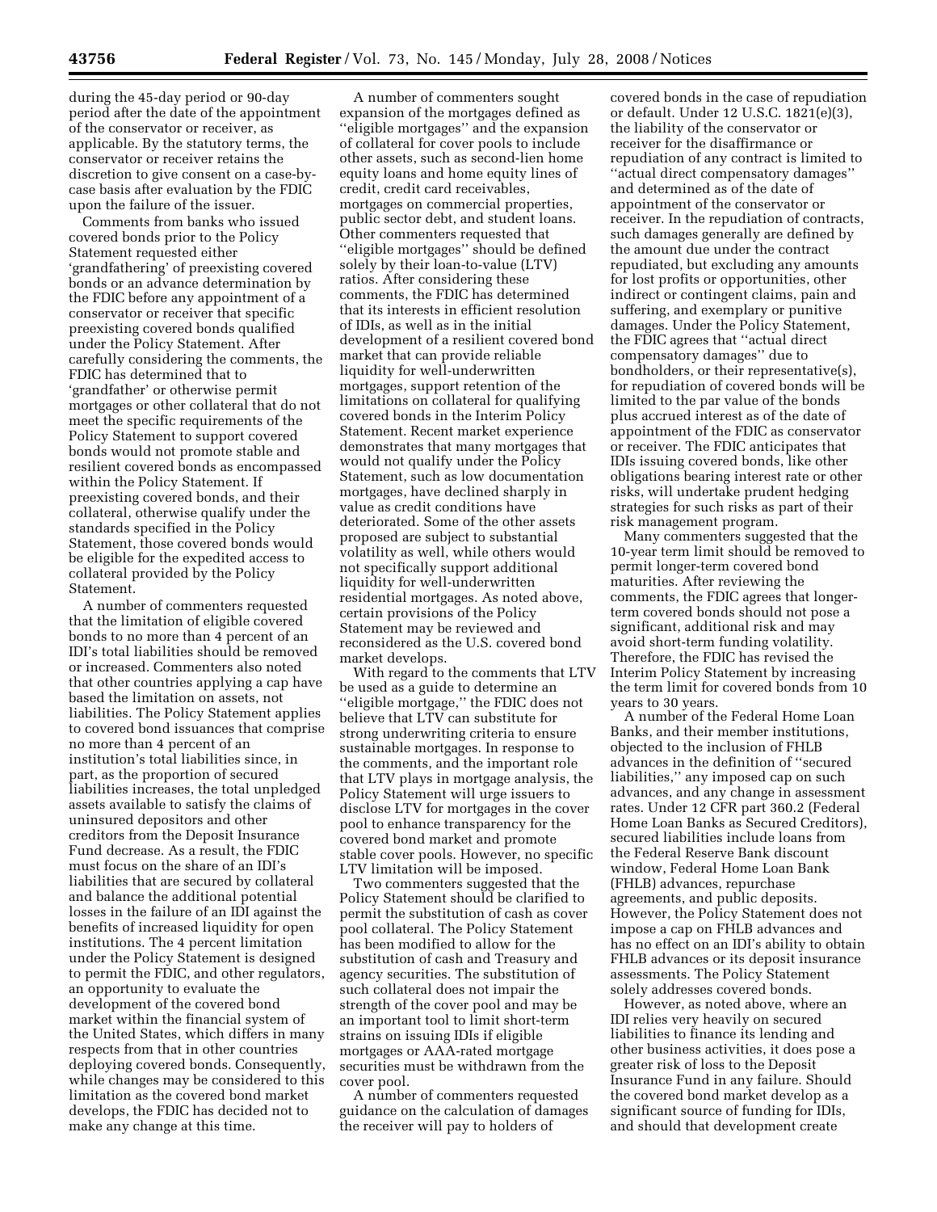during the 45-day period or 90-day period after the date of the appointment of the conservator or receiver, as applicable. By the statutory terms, the conservator or receiver retains the discretion to give consent on a case-by-case basis after evaluation by the FDIC upon the failure of the issuer.

Comments from banks who issued covered bonds prior to the Policy Statement requested either 'grandfathering' of preexisting covered bonds or an advance determination by the FDIC before any appointment of a conservator or receiver that specific preexisting covered bonds qualified under the Policy Statement. After carefully considering the comments, the FDIC has determined that to 'grandfather' or otherwise permit mortgages or other collateral that do not meet the specific requirements of the Policy Statement to support covered bonds would not promote stable and resilient covered bonds as encompassed within the Policy Statement. If preexisting covered bonds, and their collateral, otherwise qualify under the standards specified in the Policy Statement, those covered bonds would be eligible for the expedited access to collateral provided by the Policy Statement.

A number of commenters requested that the limitation of eligible covered bonds to no more than 4 percent of an IDI's total liabilities should be removed or increased. Commenters also noted that other countries applying a cap have based the limitation on assets, not liabilities. The Policy Statement applies to covered bond issuances that comprise no more than 4 percent of an institution's total liabilities since, in part, as the proportion of secured liabilities increases, the total unpledged assets available to satisfy the claims of uninsured depositors and other creditors from the Deposit Insurance Fund decrease. As a result, the FDIC must focus on the share of an IDI's liabilities that are secured by collateral and balance the additional potential losses in the failure of an IDI against the benefits of increased liquidity for open institutions. The 4 percent limitation under the Policy Statement is designed to permit the FDIC, and other regulators, an opportunity to evaluate the development of the covered bond market within the financial system of the United States, which differs in many respects from that in other countries deploying covered bonds. Consequently, while changes may be considered to this limitation as the covered bond market develops, the FDIC has decided not to make any change at this time.

A number of commenters sought expansion of the mortgages defined as "eligible mortgages" and the expansion of collateral for cover pools to include other assets, such as second-lien home equity loans and home equity lines of credit, credit card receivables, mortgages on commercial properties, public sector debt, and student loans. Other commenters requested that "eligible mortgages" should be defined solely by their loan-to-value (LTV) ratios. After considering these comments, the FDIC has determined that its interests in efficient resolution of IDIs, as well as in the initial development of a resilient covered bond market that can provide reliable liquidity for well-underwritten mortgages, support retention of the limitations on collateral for qualifying covered bonds in the Interim Policy Statement. Recent market experience demonstrates that many mortgages that would not qualify under the Policy Statement, such as low documentation mortgages, have declined sharply in value as credit conditions have deteriorated. Some of the other assets proposed are subject to substantial volatility as well, while others would not specifically support additional liquidity for well-underwritten residential mortgages. As noted above, certain provisions of the Policy Statement may be reviewed and reconsidered as the U.S. covered bond market develops.

With regard to the comments that LTV be used as a guide to determine an "eligible mortgage," the FDIC does not believe that LTV can substitute for strong underwriting criteria to ensure sustainable mortgages. In response to the comments, and the important role that LTV plays in mortgage analysis, the Policy Statement will urge issuers to disclose LTV for mortgages in the cover pool to enhance transparency for the covered bond market and promote stable cover pools. However, no specific LTV limitation will be imposed.

Two commenters suggested that the Policy Statement should be clarified to permit the substitution of cash as cover pool collateral. The Policy Statement has been modified to allow for the substitution of cash and Treasury and agency securities. The substitution of such collateral does not impair the strength of the cover pool and may be an important tool to limit short-term strains on issuing IDIs if eligible mortgages or AAA-rated mortgage securities must be withdrawn from the cover pool.

A number of commenters requested guidance on the calculation of damages the receiver will pay to holders of covered bonds in the case of repudiation or default. Under 12 U.S.C. 1821(e)(3), the liability of the conservator or receiver for the disaffirmance or repudiation of any contract is limited to "actual direct compensatory damages" and determined as of the date of appointment of the conservator or receiver. In the repudiation of contracts, such damages generally are defined by the amount due under the contract repudiated, but excluding any amounts for lost profits or opportunities, other indirect or contingent claims, pain and suffering, and exemplary or punitive damages. Under the Policy Statement, the FDIC agrees that "actual direct compensatory damages" due to bondholders, or their representative(s), for repudiation of covered bonds will be limited to the par value of the bonds plus accrued interest as of the date of appointment of the FDIC as conservator or receiver. The FDIC anticipates that IDIs issuing covered bonds, like other obligations bearing interest rate or other risks, will undertake prudent hedging strategies for such risks as part of their risk management program.

Many commenters suggested that the 10-year term limit should be removed to permit longer-term covered bond maturities. After reviewing the comments, the FDIC agrees that longer-term covered bonds should not pose a significant, additional risk and may avoid short-term funding volatility. Therefore, the FDIC has revised the Interim Policy Statement by increasing the term limit for covered bonds from 10 years to 30 years.

A number of the Federal Home Loan Banks, and their member institutions, objected to the inclusion of FHLB advances in the definition of "secured liabilities," any imposed cap on such advances, and any change in assessment rates. Under 12 CFR part 360.2 (Federal Home Loan Banks as Secured Creditors), secured liabilities include loans from the Federal Reserve Bank discount window, Federal Home Loan Bank (FHLB) advances, repurchase agreements, and public deposits. However, the Policy Statement does not impose a cap on FHLB advances and has no effect on an IDI's ability to obtain FHLB advances or its deposit insurance assessments. The Policy Statement solely addresses covered bonds.

However, as noted above, where an IDI relies very heavily on secured liabilities to finance its lending and other business activities, it does pose a greater risk of loss to the Deposit Insurance Fund in any failure. Should the covered bond market develop as a significant source of funding for IDIs, and should that development create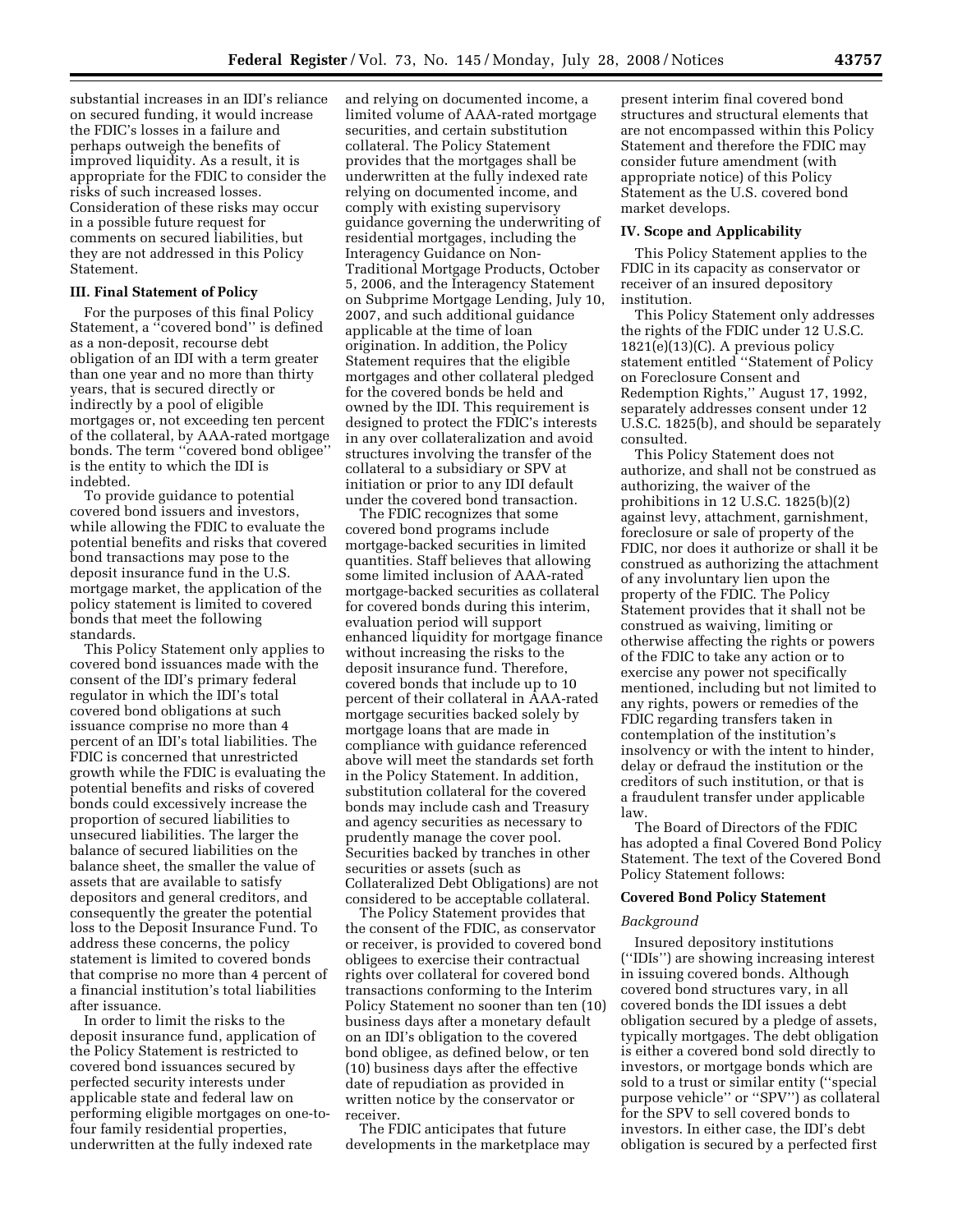substantial increases in an IDI's reliance on secured funding, it would increase the FDIC's losses in a failure and perhaps outweigh the benefits of improved liquidity. As a result, it is appropriate for the FDIC to consider the risks of such increased losses. Consideration of these risks may occur in a possible future request for comments on secured liabilities, but they are not addressed in this Policy Statement.

### III. Final Statement of Policy

For the purposes of this final Policy Statement, a ''covered bond'' is defined as a non-deposit, recourse debt obligation of an IDI with a term greater than one year and no more than thirty years, that is secured directly or indirectly by a pool of eligible mortgages or, not exceeding ten percent of the collateral, by AAA-rated mortgage bonds. The term ''covered bond obligee'' is the entity to which the IDI is indebted.

To provide guidance to potential covered bond issuers and investors, while allowing the FDIC to evaluate the potential benefits and risks that covered bond transactions may pose to the deposit insurance fund in the U.S. mortgage market, the application of the policy statement is limited to covered bonds that meet the following standards.

This Policy Statement only applies to covered bond issuances made with the consent of the IDI's primary federal regulator in which the IDI's total covered bond obligations at such issuance comprise no more than 4 percent of an IDI's total liabilities. The FDIC is concerned that unrestricted growth while the FDIC is evaluating the potential benefits and risks of covered bonds could excessively increase the proportion of secured liabilities to unsecured liabilities. The larger the balance of secured liabilities on the balance sheet, the smaller the value of assets that are available to satisfy depositors and general creditors, and consequently the greater the potential loss to the Deposit Insurance Fund. To address these concerns, the policy statement is limited to covered bonds that comprise no more than 4 percent of a financial institution's total liabilities after issuance.

In order to limit the risks to the deposit insurance fund, application of the Policy Statement is restricted to covered bond issuances secured by perfected security interests under applicable state and federal law on performing eligible mortgages on one-to-four family residential properties, underwritten at the fully indexed rate and relying on documented income, a limited volume of AAA-rated mortgage securities, and certain substitution collateral. The Policy Statement provides that the mortgages shall be underwritten at the fully indexed rate relying on documented income, and comply with existing supervisory guidance governing the underwriting of residential mortgages, including the Interagency Guidance on Non-Traditional Mortgage Products, October 5, 2006, and the Interagency Statement on Subprime Mortgage Lending, July 10, 2007, and such additional guidance applicable at the time of loan origination. In addition, the Policy Statement requires that the eligible mortgages and other collateral pledged for the covered bonds be held and owned by the IDI. This requirement is designed to protect the FDIC's interests in any over collateralization and avoid structures involving the transfer of the collateral to a subsidiary or SPV at initiation or prior to any IDI default under the covered bond transaction.

The FDIC recognizes that some covered bond programs include mortgage-backed securities in limited quantities. Staff believes that allowing some limited inclusion of AAA-rated mortgage-backed securities as collateral for covered bonds during this interim, evaluation period will support enhanced liquidity for mortgage finance without increasing the risks to the deposit insurance fund. Therefore, covered bonds that include up to 10 percent of their collateral in AAA-rated mortgage securities backed solely by mortgage loans that are made in compliance with guidance referenced above will meet the standards set forth in the Policy Statement. In addition, substitution collateral for the covered bonds may include cash and Treasury and agency securities as necessary to prudently manage the cover pool. Securities backed by tranches in other securities or assets (such as Collateralized Debt Obligations) are not considered to be acceptable collateral.

The Policy Statement provides that the consent of the FDIC, as conservator or receiver, is provided to covered bond obligees to exercise their contractual rights over collateral for covered bond transactions conforming to the Interim Policy Statement no sooner than ten (10) business days after a monetary default on an IDI's obligation to the covered bond obligee, as defined below, or ten (10) business days after the effective date of repudiation as provided in written notice by the conservator or receiver.

The FDIC anticipates that future developments in the marketplace may present interim final covered bond structures and structural elements that are not encompassed within this Policy Statement and therefore the FDIC may consider future amendment (with appropriate notice) of this Policy Statement as the U.S. covered bond market develops.

### IV. Scope and Applicability

This Policy Statement applies to the FDIC in its capacity as conservator or receiver of an insured depository institution.

This Policy Statement only addresses the rights of the FDIC under 12 U.S.C. 1821(e)(13)(C). A previous policy statement entitled ''Statement of Policy on Foreclosure Consent and Redemption Rights,'' August 17, 1992, separately addresses consent under 12 U.S.C. 1825(b), and should be separately consulted.

This Policy Statement does not authorize, and shall not be construed as authorizing, the waiver of the prohibitions in 12 U.S.C. 1825(b)(2) against levy, attachment, garnishment, foreclosure or sale of property of the FDIC, nor does it authorize or shall it be construed as authorizing the attachment of any involuntary lien upon the property of the FDIC. The Policy Statement provides that it shall not be construed as waiving, limiting or otherwise affecting the rights or powers of the FDIC to take any action or to exercise any power not specifically mentioned, including but not limited to any rights, powers or remedies of the FDIC regarding transfers taken in contemplation of the institution's insolvency or with the intent to hinder, delay or defraud the institution or the creditors of such institution, or that is a fraudulent transfer under applicable law.

The Board of Directors of the FDIC has adopted a final Covered Bond Policy Statement. The text of the Covered Bond Policy Statement follows:

### Covered Bond Policy Statement

*Background*

Insured depository institutions (''IDIs'') are showing increasing interest in issuing covered bonds. Although covered bond structures vary, in all covered bonds the IDI issues a debt obligation secured by a pledge of assets, typically mortgages. The debt obligation is either a covered bond sold directly to investors, or mortgage bonds which are sold to a trust or similar entity (''special purpose vehicle'' or ''SPV'') as collateral for the SPV to sell covered bonds to investors. In either case, the IDI's debt obligation is secured by a perfected first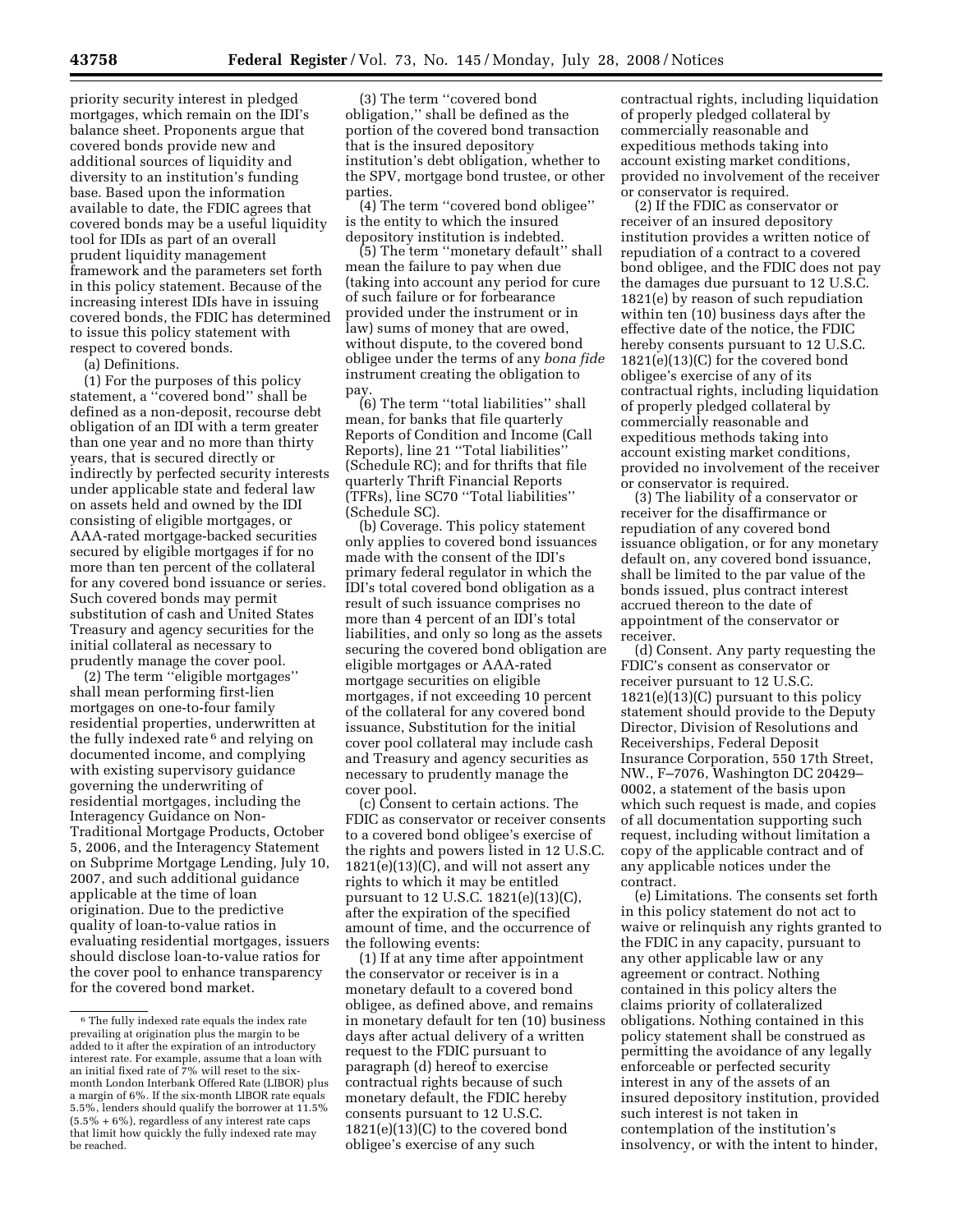priority security interest in pledged mortgages, which remain on the IDI's balance sheet. Proponents argue that covered bonds provide new and additional sources of liquidity and diversity to an institution's funding base. Based upon the information available to date, the FDIC agrees that covered bonds may be a useful liquidity tool for IDIs as part of an overall prudent liquidity management framework and the parameters set forth in this policy statement. Because of the increasing interest IDIs have in issuing covered bonds, the FDIC has determined to issue this policy statement with respect to covered bonds.

(a) Definitions.

(1) For the purposes of this policy statement, a ''covered bond'' shall be defined as a non-deposit, recourse debt obligation of an IDI with a term greater than one year and no more than thirty years, that is secured directly or indirectly by perfected security interests under applicable state and federal law on assets held and owned by the IDI consisting of eligible mortgages, or AAA-rated mortgage-backed securities secured by eligible mortgages if for no more than ten percent of the collateral for any covered bond issuance or series. Such covered bonds may permit substitution of cash and United States Treasury and agency securities for the initial collateral as necessary to prudently manage the cover pool.

(2) The term ''eligible mortgages'' shall mean performing first-lien mortgages on one-to-four family residential properties, underwritten at the fully indexed rate [6] and relying on documented income, and complying with existing supervisory guidance governing the underwriting of residential mortgages, including the Interagency Guidance on Non-Traditional Mortgage Products, October 5, 2006, and the Interagency Statement on Subprime Mortgage Lending, July 10, 2007, and such additional guidance applicable at the time of loan origination. Due to the predictive quality of loan-to-value ratios in evaluating residential mortgages, issuers should disclose loan-to-value ratios for the cover pool to enhance transparency for the covered bond market.

(3) The term ''covered bond obligation,'' shall be defined as the portion of the covered bond transaction that is the insured depository institution's debt obligation, whether to the SPV, mortgage bond trustee, or other parties.

(4) The term ''covered bond obligee'' is the entity to which the insured depository institution is indebted.

(5) The term ''monetary default'' shall mean the failure to pay when due (taking into account any period for cure of such failure or for forbearance provided under the instrument or in law) sums of money that are owed, without dispute, to the covered bond obligee under the terms of any *bona fide* instrument creating the obligation to pay.

(6) The term ''total liabilities'' shall mean, for banks that file quarterly Reports of Condition and Income (Call Reports), line 21 ''Total liabilities'' (Schedule RC); and for thrifts that file quarterly Thrift Financial Reports (TFRs), line SC70 ''Total liabilities'' (Schedule SC).

(b) Coverage. This policy statement only applies to covered bond issuances made with the consent of the IDI's primary federal regulator in which the IDI's total covered bond obligation as a result of such issuance comprises no more than 4 percent of an IDI's total liabilities, and only so long as the assets securing the covered bond obligation are eligible mortgages or AAA-rated mortgage securities on eligible mortgages, if not exceeding 10 percent of the collateral for any covered bond issuance, Substitution for the initial cover pool collateral may include cash and Treasury and agency securities as necessary to prudently manage the cover pool.

(c) Consent to certain actions. The FDIC as conservator or receiver consents to a covered bond obligee's exercise of the rights and powers listed in 12 U.S.C. 1821(e)(13)(C), and will not assert any rights to which it may be entitled pursuant to 12 U.S.C. 1821(e)(13)(C), after the expiration of the specified amount of time, and the occurrence of the following events:

(1) If at any time after appointment the conservator or receiver is in a monetary default to a covered bond obligee, as defined above, and remains in monetary default for ten (10) business days after actual delivery of a written request to the FDIC pursuant to paragraph (d) hereof to exercise contractual rights because of such monetary default, the FDIC hereby consents pursuant to 12 U.S.C. 1821(e)(13)(C) to the covered bond obligee's exercise of any such contractual rights, including liquidation of properly pledged collateral by commercially reasonable and expeditious methods taking into account existing market conditions, provided no involvement of the receiver or conservator is required.

(2) If the FDIC as conservator or receiver of an insured depository institution provides a written notice of repudiation of a contract to a covered bond obligee, and the FDIC does not pay the damages due pursuant to 12 U.S.C. 1821(e) by reason of such repudiation within ten (10) business days after the effective date of the notice, the FDIC hereby consents pursuant to 12 U.S.C. 1821(e)(13)(C) for the covered bond obligee's exercise of any of its contractual rights, including liquidation of properly pledged collateral by commercially reasonable and expeditious methods taking into account existing market conditions, provided no involvement of the receiver or conservator is required.

(3) The liability of a conservator or receiver for the disaffirmance or repudiation of any covered bond issuance obligation, or for any monetary default on, any covered bond issuance, shall be limited to the par value of the bonds issued, plus contract interest accrued thereon to the date of appointment of the conservator or receiver.

(d) Consent. Any party requesting the FDIC's consent as conservator or receiver pursuant to 12 U.S.C. 1821(e)(13)(C) pursuant to this policy statement should provide to the Deputy Director, Division of Resolutions and Receiverships, Federal Deposit Insurance Corporation, 550 17th Street, NW., F–7076, Washington DC 20429–0002, a statement of the basis upon which such request is made, and copies of all documentation supporting such request, including without limitation a copy of the applicable contract and of any applicable notices under the contract.

(e) Limitations. The consents set forth in this policy statement do not act to waive or relinquish any rights granted to the FDIC in any capacity, pursuant to any other applicable law or any agreement or contract. Nothing contained in this policy alters the claims priority of collateralized obligations. Nothing contained in this policy statement shall be construed as permitting the avoidance of any legally enforceable or perfected security interest in any of the assets of an insured depository institution, provided such interest is not taken in contemplation of the institution's insolvency, or with the intent to hinder,

---

[6] The fully indexed rate equals the index rate prevailing at origination plus the margin to be added to it after the expiration of an introductory interest rate. For example, assume that a loan with an initial fixed rate of 7% will reset to the six-month London Interbank Offered Rate (LIBOR) plus a margin of 6%. If the six-month LIBOR rate equals 5.5%, lenders should qualify the borrower at 11.5% (5.5% + 6%), regardless of any interest rate caps that limit how quickly the fully indexed rate may be reached.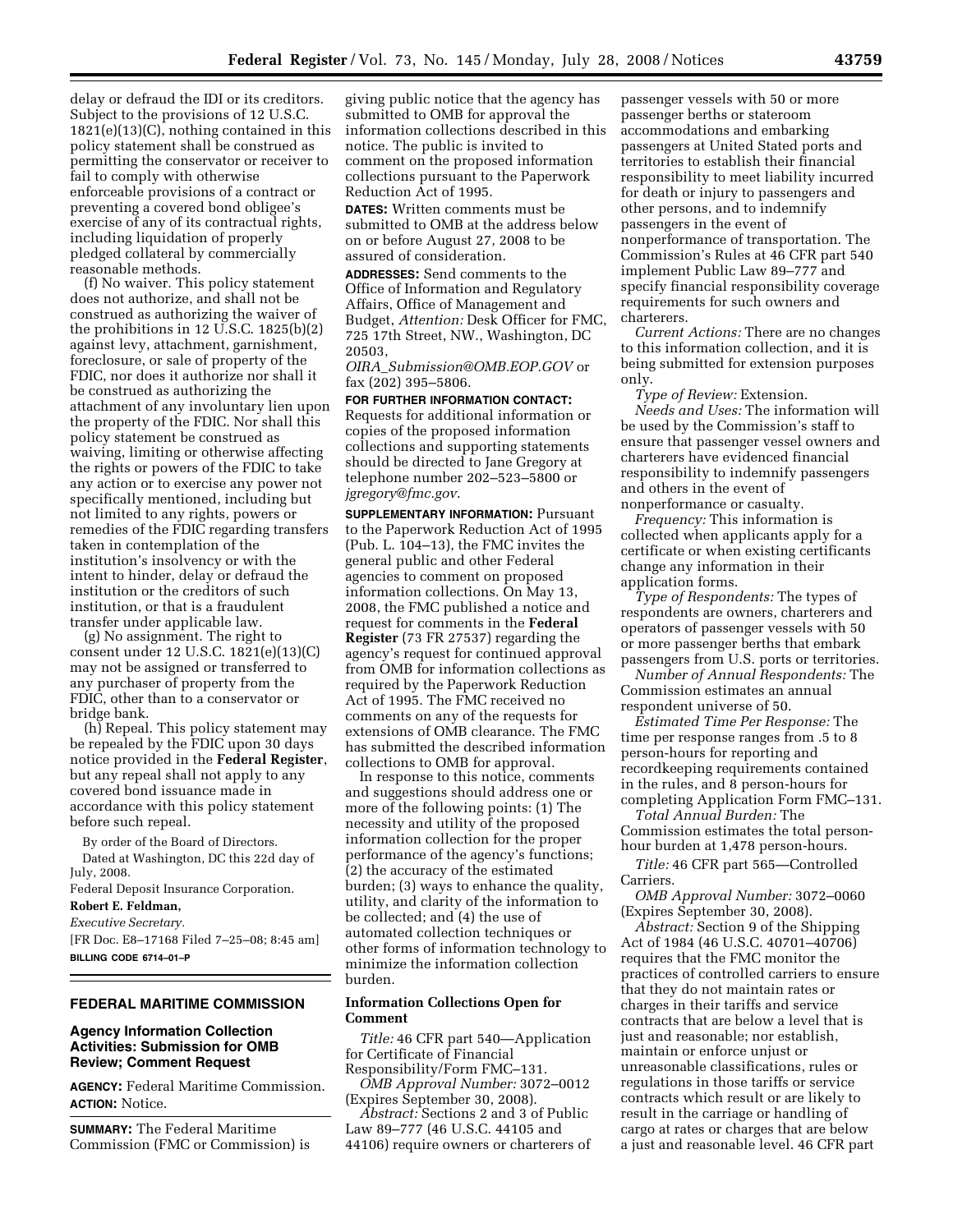delay or defraud the IDI or its creditors. Subject to the provisions of 12 U.S.C. 1821(e)(13)(C), nothing contained in this policy statement shall be construed as permitting the conservator or receiver to fail to comply with otherwise enforceable provisions of a contract or preventing a covered bond obligee's exercise of any of its contractual rights, including liquidation of properly pledged collateral by commercially reasonable methods.

(f) No waiver. This policy statement does not authorize, and shall not be construed as authorizing the waiver of the prohibitions in 12 U.S.C. 1825(b)(2) against levy, attachment, garnishment, foreclosure, or sale of property of the FDIC, nor does it authorize nor shall it be construed as authorizing the attachment of any involuntary lien upon the property of the FDIC. Nor shall this policy statement be construed as waiving, limiting or otherwise affecting the rights or powers of the FDIC to take any action or to exercise any power not specifically mentioned, including but not limited to any rights, powers or remedies of the FDIC regarding transfers taken in contemplation of the institution's insolvency or with the intent to hinder, delay or defraud the institution or the creditors of such institution, or that is a fraudulent transfer under applicable law.

(g) No assignment. The right to consent under 12 U.S.C. 1821(e)(13)(C) may not be assigned or transferred to any purchaser of property from the FDIC, other than to a conservator or bridge bank.

(h) Repeal. This policy statement may be repealed by the FDIC upon 30 days notice provided in the **Federal Register**, but any repeal shall not apply to any covered bond issuance made in accordance with this policy statement before such repeal.

By order of the Board of Directors.

Dated at Washington, DC this 22d day of July, 2008.

Federal Deposit Insurance Corporation.

**Robert E. Feldman,**

*Executive Secretary.*

[FR Doc. E8–17168 Filed 7–25–08; 8:45 am]

**BILLING CODE 6714–01–P**

## FEDERAL MARITIME COMMISSION

### Agency Information Collection Activities: Submission for OMB Review; Comment Request

**AGENCY:** Federal Maritime Commission.

**ACTION:** Notice.

**SUMMARY:** The Federal Maritime Commission (FMC or Commission) is giving public notice that the agency has submitted to OMB for approval the information collections described in this notice. The public is invited to comment on the proposed information collections pursuant to the Paperwork Reduction Act of 1995.

**DATES:** Written comments must be submitted to OMB at the address below on or before August 27, 2008 to be assured of consideration.

**ADDRESSES:** Send comments to the Office of Information and Regulatory Affairs, Office of Management and Budget, *Attention:* Desk Officer for FMC, 725 17th Street, NW., Washington, DC 20503, *OIRA_Submission@OMB.EOP.GOV* or fax (202) 395–5806.

**FOR FURTHER INFORMATION CONTACT:** Requests for additional information or copies of the proposed information collections and supporting statements should be directed to Jane Gregory at telephone number 202–523–5800 or *jgregory@fmc.gov*.

**SUPPLEMENTARY INFORMATION:** Pursuant to the Paperwork Reduction Act of 1995 (Pub. L. 104–13), the FMC invites the general public and other Federal agencies to comment on proposed information collections. On May 13, 2008, the FMC published a notice and request for comments in the **Federal Register** (73 FR 27537) regarding the agency's request for continued approval from OMB for information collections as required by the Paperwork Reduction Act of 1995. The FMC received no comments on any of the requests for extensions of OMB clearance. The FMC has submitted the described information collections to OMB for approval.

In response to this notice, comments and suggestions should address one or more of the following points: (1) The necessity and utility of the proposed information collection for the proper performance of the agency's functions; (2) the accuracy of the estimated burden; (3) ways to enhance the quality, utility, and clarity of the information to be collected; and (4) the use of automated collection techniques or other forms of information technology to minimize the information collection burden.

### Information Collections Open for Comment

*Title:* 46 CFR part 540—Application for Certificate of Financial Responsibility/Form FMC–131.

*OMB Approval Number:* 3072–0012 (Expires September 30, 2008).

*Abstract:* Sections 2 and 3 of Public Law 89–777 (46 U.S.C. 44105 and 44106) require owners or charterers of passenger vessels with 50 or more passenger berths or stateroom accommodations and embarking passengers at United Stated ports and territories to establish their financial responsibility to meet liability incurred for death or injury to passengers and other persons, and to indemnify passengers in the event of nonperformance of transportation. The Commission's Rules at 46 CFR part 540 implement Public Law 89–777 and specify financial responsibility coverage requirements for such owners and charterers.

*Current Actions:* There are no changes to this information collection, and it is being submitted for extension purposes only.

*Type of Review:* Extension.

*Needs and Uses:* The information will be used by the Commission's staff to ensure that passenger vessel owners and charterers have evidenced financial responsibility to indemnify passengers and others in the event of nonperformance or casualty.

*Frequency:* This information is collected when applicants apply for a certificate or when existing certificants change any information in their application forms.

*Type of Respondents:* The types of respondents are owners, charterers and operators of passenger vessels with 50 or more passenger berths that embark passengers from U.S. ports or territories.

*Number of Annual Respondents:* The Commission estimates an annual respondent universe of 50.

*Estimated Time Per Response:* The time per response ranges from .5 to 8 person-hours for reporting and recordkeeping requirements contained in the rules, and 8 person-hours for completing Application Form FMC–131.

*Total Annual Burden:* The Commission estimates the total person-hour burden at 1,478 person-hours.

*Title:* 46 CFR part 565—Controlled Carriers.

*OMB Approval Number:* 3072–0060 (Expires September 30, 2008).

*Abstract:* Section 9 of the Shipping Act of 1984 (46 U.S.C. 40701–40706) requires that the FMC monitor the practices of controlled carriers to ensure that they do not maintain rates or charges in their tariffs and service contracts that are below a level that is just and reasonable; nor establish, maintain or enforce unjust or unreasonable classifications, rules or regulations in those tariffs or service contracts which result or are likely to result in the carriage or handling of cargo at rates or charges that are below a just and reasonable level. 46 CFR part